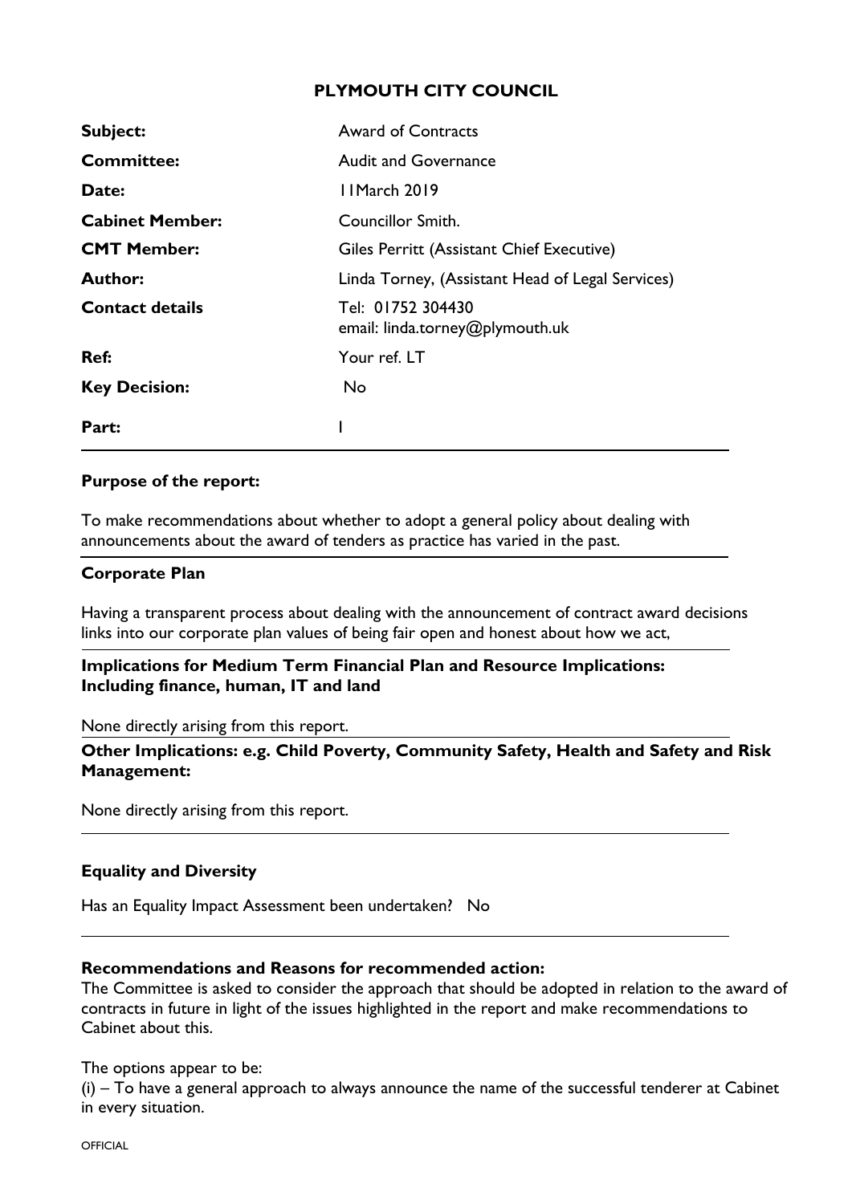## PLYMOUTH CITY COUNCIL

| | |
|---|---|
| **Subject:** | Award of Contracts |
| **Committee:** | Audit and Governance |
| **Date:** | 11March 2019 |
| **Cabinet Member:** | Councillor Smith. |
| **CMT Member:** | Giles Perritt (Assistant Chief Executive) |
| **Author:** | Linda Torney, (Assistant Head of Legal Services) |
| **Contact details** | Tel: 01752 304430<br>email: linda.torney@plymouth.uk |
| **Ref:** | Your ref. LT |
| **Key Decision:** | No |
| **Part:** | I |

**Purpose of the report:**

To make recommendations about whether to adopt a general policy about dealing with announcements about the award of tenders as practice has varied in the past.

**Corporate Plan**

Having a transparent process about dealing with the announcement of contract award decisions links into our corporate plan values of being fair open and honest about how we act,

**Implications for Medium Term Financial Plan and Resource Implications: Including finance, human, IT and land**

None directly arising from this report.

**Other Implications: e.g. Child Poverty, Community Safety, Health and Safety and Risk Management:**

None directly arising from this report.

**Equality and Diversity**

Has an Equality Impact Assessment been undertaken? No

**Recommendations and Reasons for recommended action:**

The Committee is asked to consider the approach that should be adopted in relation to the award of contracts in future in light of the issues highlighted in the report and make recommendations to Cabinet about this.

The options appear to be:

(i) – To have a general approach to always announce the name of the successful tenderer at Cabinet in every situation.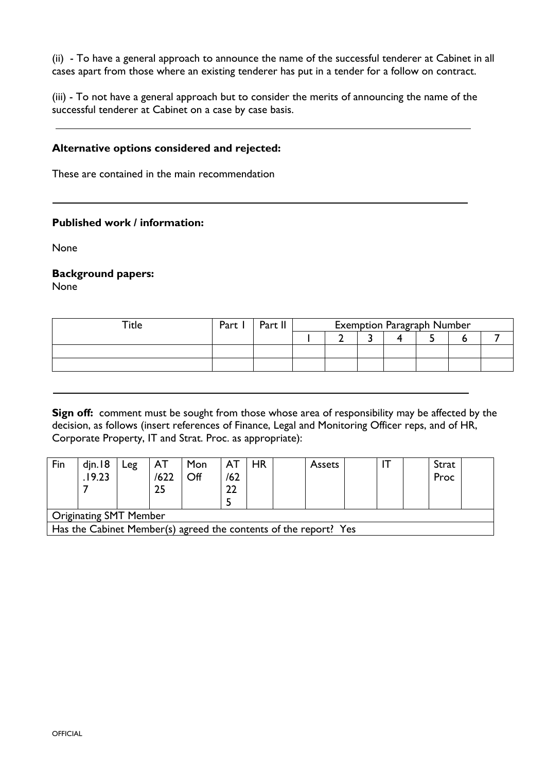(ii) - To have a general approach to announce the name of the successful tenderer at Cabinet in all cases apart from those where an existing tenderer has put in a tender for a follow on contract.

(iii) - To not have a general approach but to consider the merits of announcing the name of the successful tenderer at Cabinet on a case by case basis.

---

**Alternative options considered and rejected:**

These are contained in the main recommendation

---

**Published work / information:**

None

**Background papers:**

None

| Title | Part I | Part II | Exemption Paragraph Number | | | | | | |
|---|---|---|---|---|---|---|---|---|---|
| | | | 1 | 2 | 3 | 4 | 5 | 6 | 7 |
| | | | | | | | | | |
| | | | | | | | | | |

---

**Sign off:** comment must be sought from those whose area of responsibility may be affected by the decision, as follows (insert references of Finance, Legal and Monitoring Officer reps, and of HR, Corporate Property, IT and Strat. Proc. as appropriate):

| Fin | djn.18.19.237 | Leg | AT/62225 | Mon Off | AT/62225 | HR | | Assets | | IT | | Strat Proc | |
|---|---|---|---|---|---|---|---|---|---|---|---|---|---|
| Originating SMT Member | | | | | | | | | | | | | |
| Has the Cabinet Member(s) agreed the contents of the report? Yes | | | | | | | | | | | | | |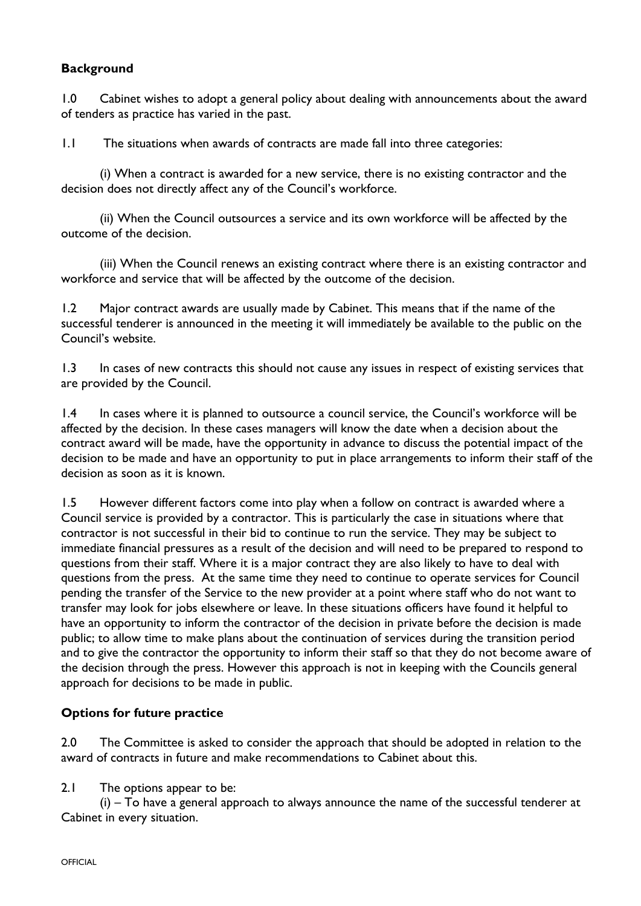**Background**

1.0 Cabinet wishes to adopt a general policy about dealing with announcements about the award of tenders as practice has varied in the past.

1.1 The situations when awards of contracts are made fall into three categories:

(i) When a contract is awarded for a new service, there is no existing contractor and the decision does not directly affect any of the Council's workforce.

(ii) When the Council outsources a service and its own workforce will be affected by the outcome of the decision.

(iii) When the Council renews an existing contract where there is an existing contractor and workforce and service that will be affected by the outcome of the decision.

1.2 Major contract awards are usually made by Cabinet. This means that if the name of the successful tenderer is announced in the meeting it will immediately be available to the public on the Council's website.

1.3 In cases of new contracts this should not cause any issues in respect of existing services that are provided by the Council.

1.4 In cases where it is planned to outsource a council service, the Council's workforce will be affected by the decision. In these cases managers will know the date when a decision about the contract award will be made, have the opportunity in advance to discuss the potential impact of the decision to be made and have an opportunity to put in place arrangements to inform their staff of the decision as soon as it is known.

1.5 However different factors come into play when a follow on contract is awarded where a Council service is provided by a contractor. This is particularly the case in situations where that contractor is not successful in their bid to continue to run the service. They may be subject to immediate financial pressures as a result of the decision and will need to be prepared to respond to questions from their staff. Where it is a major contract they are also likely to have to deal with questions from the press. At the same time they need to continue to operate services for Council pending the transfer of the Service to the new provider at a point where staff who do not want to transfer may look for jobs elsewhere or leave. In these situations officers have found it helpful to have an opportunity to inform the contractor of the decision in private before the decision is made public; to allow time to make plans about the continuation of services during the transition period and to give the contractor the opportunity to inform their staff so that they do not become aware of the decision through the press. However this approach is not in keeping with the Councils general approach for decisions to be made in public.

**Options for future practice**

2.0 The Committee is asked to consider the approach that should be adopted in relation to the award of contracts in future and make recommendations to Cabinet about this.

2.1 The options appear to be:

(i) – To have a general approach to always announce the name of the successful tenderer at Cabinet in every situation.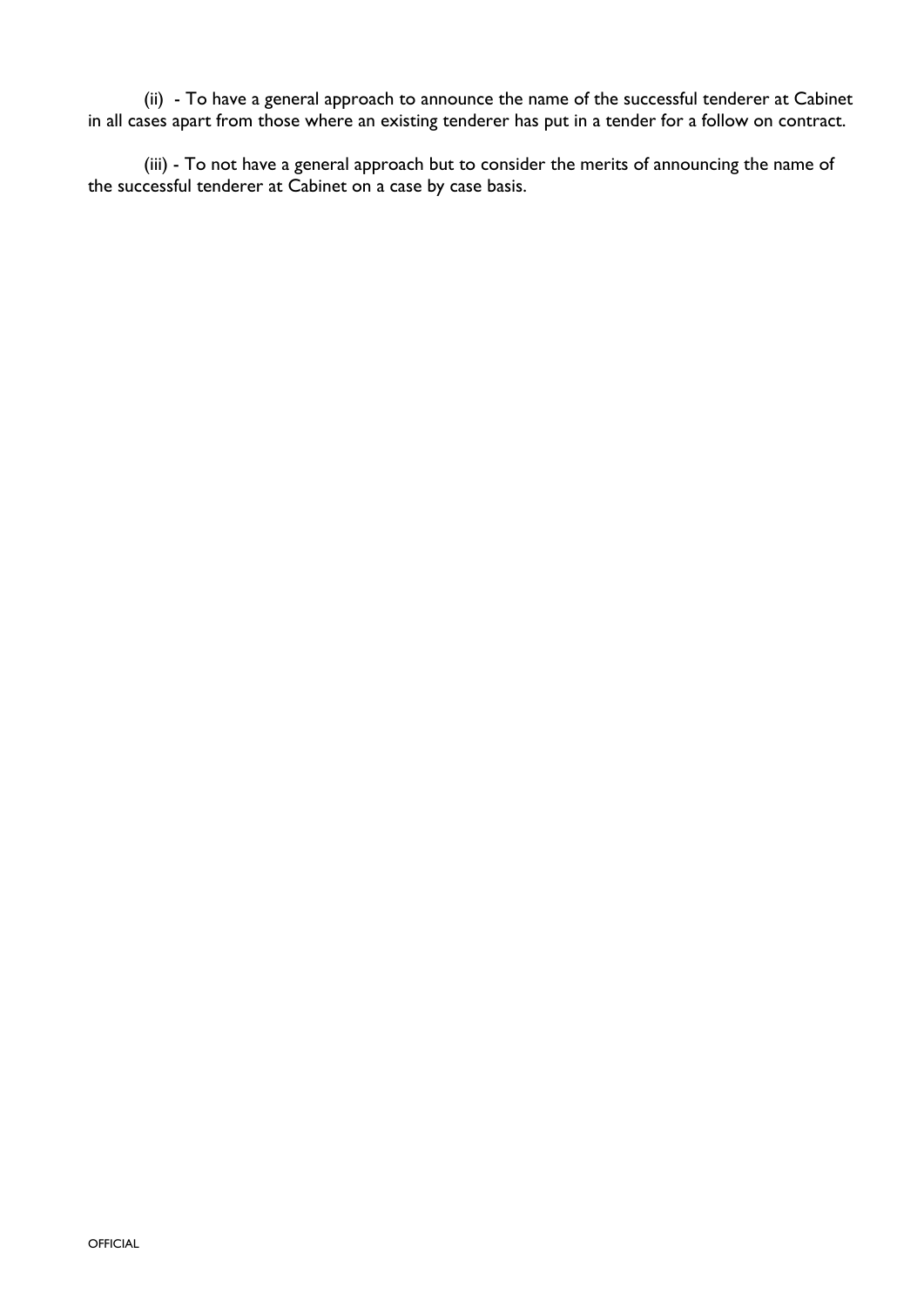(ii) - To have a general approach to announce the name of the successful tenderer at Cabinet in all cases apart from those where an existing tenderer has put in a tender for a follow on contract.

(iii) - To not have a general approach but to consider the merits of announcing the name of the successful tenderer at Cabinet on a case by case basis.